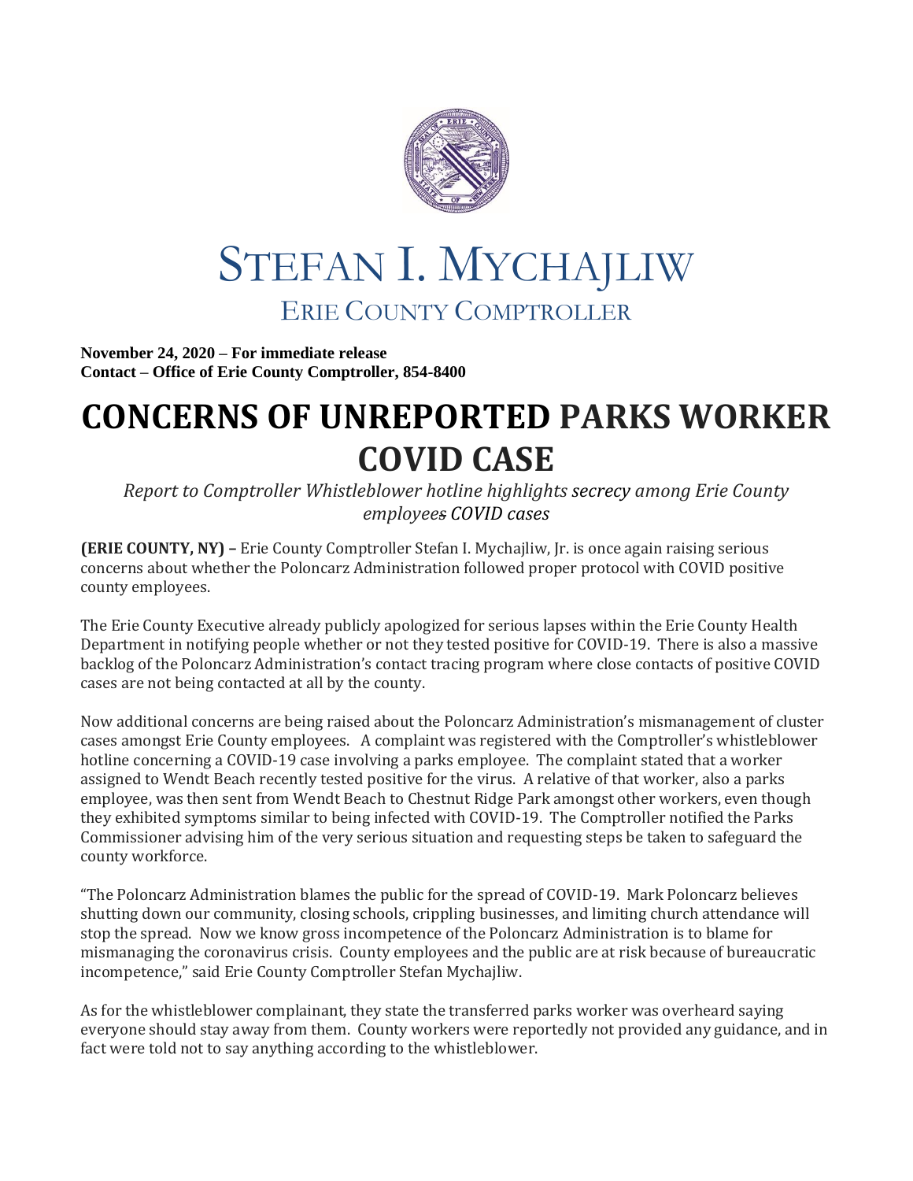# STEFAN I. MYCHAJLIW

## ERIE COUNTY COMPTROLLER

**November 24, 2020 – For immediate release**
**Contact – Office of Erie County Comptroller, 854-8400**

# CONCERNS OF UNREPORTED PARKS WORKER COVID CASE

*Report to Comptroller Whistleblower hotline highlights secrecy among Erie County employees COVID cases*

**(ERIE COUNTY, NY) –** Erie County Comptroller Stefan I. Mychajliw, Jr. is once again raising serious concerns about whether the Poloncarz Administration followed proper protocol with COVID positive county employees.

The Erie County Executive already publicly apologized for serious lapses within the Erie County Health Department in notifying people whether or not they tested positive for COVID-19. There is also a massive backlog of the Poloncarz Administration's contact tracing program where close contacts of positive COVID cases are not being contacted at all by the county.

Now additional concerns are being raised about the Poloncarz Administration's mismanagement of cluster cases amongst Erie County employees. A complaint was registered with the Comptroller's whistleblower hotline concerning a COVID-19 case involving a parks employee. The complaint stated that a worker assigned to Wendt Beach recently tested positive for the virus. A relative of that worker, also a parks employee, was then sent from Wendt Beach to Chestnut Ridge Park amongst other workers, even though they exhibited symptoms similar to being infected with COVID-19. The Comptroller notified the Parks Commissioner advising him of the very serious situation and requesting steps be taken to safeguard the county workforce.

"The Poloncarz Administration blames the public for the spread of COVID-19. Mark Poloncarz believes shutting down our community, closing schools, crippling businesses, and limiting church attendance will stop the spread. Now we know gross incompetence of the Poloncarz Administration is to blame for mismanaging the coronavirus crisis. County employees and the public are at risk because of bureaucratic incompetence," said Erie County Comptroller Stefan Mychajliw.

As for the whistleblower complainant, they state the transferred parks worker was overheard saying everyone should stay away from them. County workers were reportedly not provided any guidance, and in fact were told not to say anything according to the whistleblower.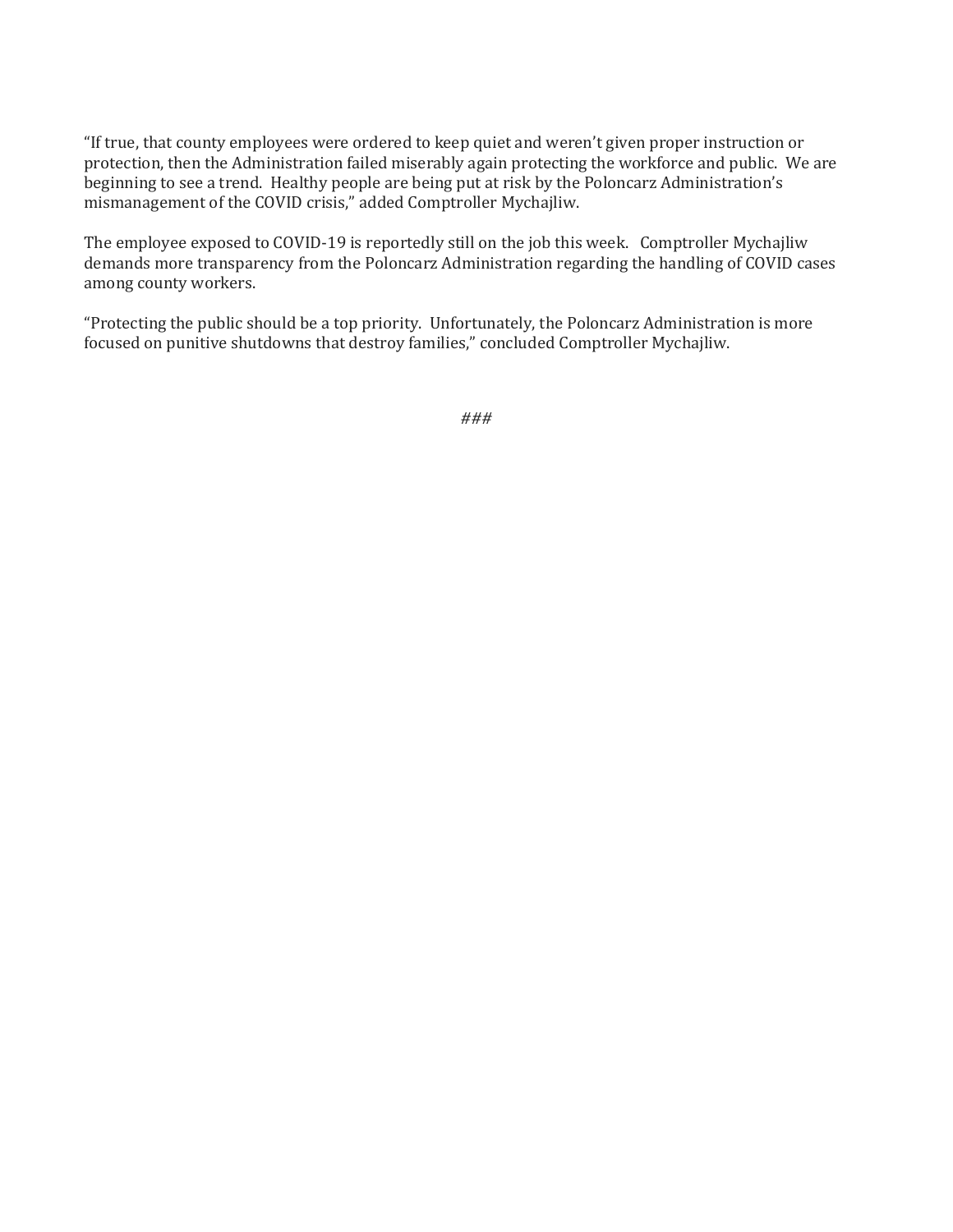"If true, that county employees were ordered to keep quiet and weren't given proper instruction or protection, then the Administration failed miserably again protecting the workforce and public. We are beginning to see a trend. Healthy people are being put at risk by the Poloncarz Administration's mismanagement of the COVID crisis," added Comptroller Mychajliw.

The employee exposed to COVID-19 is reportedly still on the job this week. Comptroller Mychajliw demands more transparency from the Poloncarz Administration regarding the handling of COVID cases among county workers.

"Protecting the public should be a top priority. Unfortunately, the Poloncarz Administration is more focused on punitive shutdowns that destroy families," concluded Comptroller Mychajliw.

###